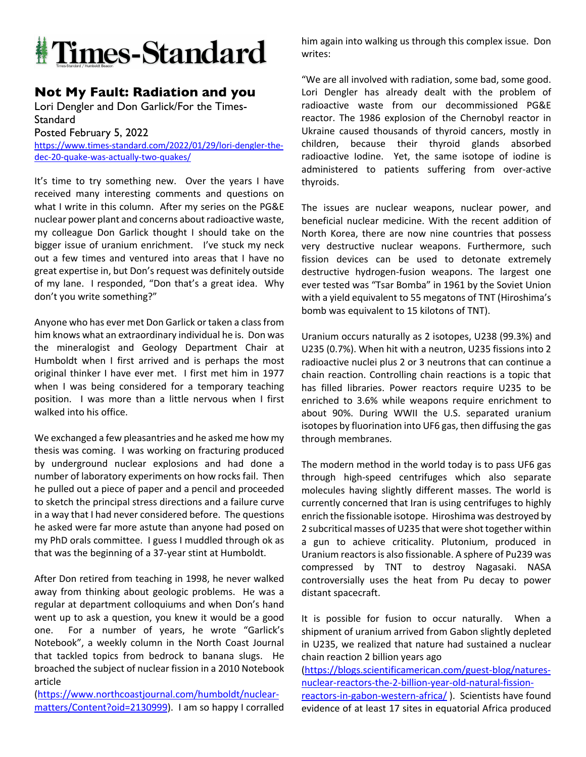# Times-Standard

## Not My Fault: Radiation and you

Lori Dengler and Don Garlick/For the Times-Standard

Posted February 5, 2022

https://www.times-standard.com/2022/01/29/lori-dengler-the-dec-20-quake-was-actually-two-quakes/

It's time to try something new. Over the years I have received many interesting comments and questions on what I write in this column. After my series on the PG&E nuclear power plant and concerns about radioactive waste, my colleague Don Garlick thought I should take on the bigger issue of uranium enrichment. I've stuck my neck out a few times and ventured into areas that I have no great expertise in, but Don's request was definitely outside of my lane. I responded, "Don that's a great idea. Why don't you write something?"

Anyone who has ever met Don Garlick or taken a class from him knows what an extraordinary individual he is. Don was the mineralogist and Geology Department Chair at Humboldt when I first arrived and is perhaps the most original thinker I have ever met. I first met him in 1977 when I was being considered for a temporary teaching position. I was more than a little nervous when I first walked into his office.

We exchanged a few pleasantries and he asked me how my thesis was coming. I was working on fracturing produced by underground nuclear explosions and had done a number of laboratory experiments on how rocks fail. Then he pulled out a piece of paper and a pencil and proceeded to sketch the principal stress directions and a failure curve in a way that I had never considered before. The questions he asked were far more astute than anyone had posed on my PhD orals committee. I guess I muddled through ok as that was the beginning of a 37-year stint at Humboldt.

After Don retired from teaching in 1998, he never walked away from thinking about geologic problems. He was a regular at department colloquiums and when Don's hand went up to ask a question, you knew it would be a good one. For a number of years, he wrote "Garlick's Notebook", a weekly column in the North Coast Journal that tackled topics from bedrock to banana slugs. He broached the subject of nuclear fission in a 2010 Notebook article (https://www.northcoastjournal.com/humboldt/nuclear-matters/Content?oid=2130999). I am so happy I corralled him again into walking us through this complex issue. Don writes:

"We are all involved with radiation, some bad, some good. Lori Dengler has already dealt with the problem of radioactive waste from our decommissioned PG&E reactor. The 1986 explosion of the Chernobyl reactor in Ukraine caused thousands of thyroid cancers, mostly in children, because their thyroid glands absorbed radioactive Iodine. Yet, the same isotope of iodine is administered to patients suffering from over-active thyroids.

The issues are nuclear weapons, nuclear power, and beneficial nuclear medicine. With the recent addition of North Korea, there are now nine countries that possess very destructive nuclear weapons. Furthermore, such fission devices can be used to detonate extremely destructive hydrogen-fusion weapons. The largest one ever tested was "Tsar Bomba" in 1961 by the Soviet Union with a yield equivalent to 55 megatons of TNT (Hiroshima's bomb was equivalent to 15 kilotons of TNT).

Uranium occurs naturally as 2 isotopes, U238 (99.3%) and U235 (0.7%). When hit with a neutron, U235 fissions into 2 radioactive nuclei plus 2 or 3 neutrons that can continue a chain reaction. Controlling chain reactions is a topic that has filled libraries. Power reactors require U235 to be enriched to 3.6% while weapons require enrichment to about 90%. During WWII the U.S. separated uranium isotopes by fluorination into UF6 gas, then diffusing the gas through membranes.

The modern method in the world today is to pass UF6 gas through high-speed centrifuges which also separate molecules having slightly different masses. The world is currently concerned that Iran is using centrifuges to highly enrich the fissionable isotope. Hiroshima was destroyed by 2 subcritical masses of U235 that were shot together within a gun to achieve criticality. Plutonium, produced in Uranium reactors is also fissionable. A sphere of Pu239 was compressed by TNT to destroy Nagasaki. NASA controversially uses the heat from Pu decay to power distant spacecraft.

It is possible for fusion to occur naturally. When a shipment of uranium arrived from Gabon slightly depleted in U235, we realized that nature had sustained a nuclear chain reaction 2 billion years ago (https://blogs.scientificamerican.com/guest-blog/natures-nuclear-reactors-the-2-billion-year-old-natural-fission-reactors-in-gabon-western-africa/). Scientists have found evidence of at least 17 sites in equatorial Africa produced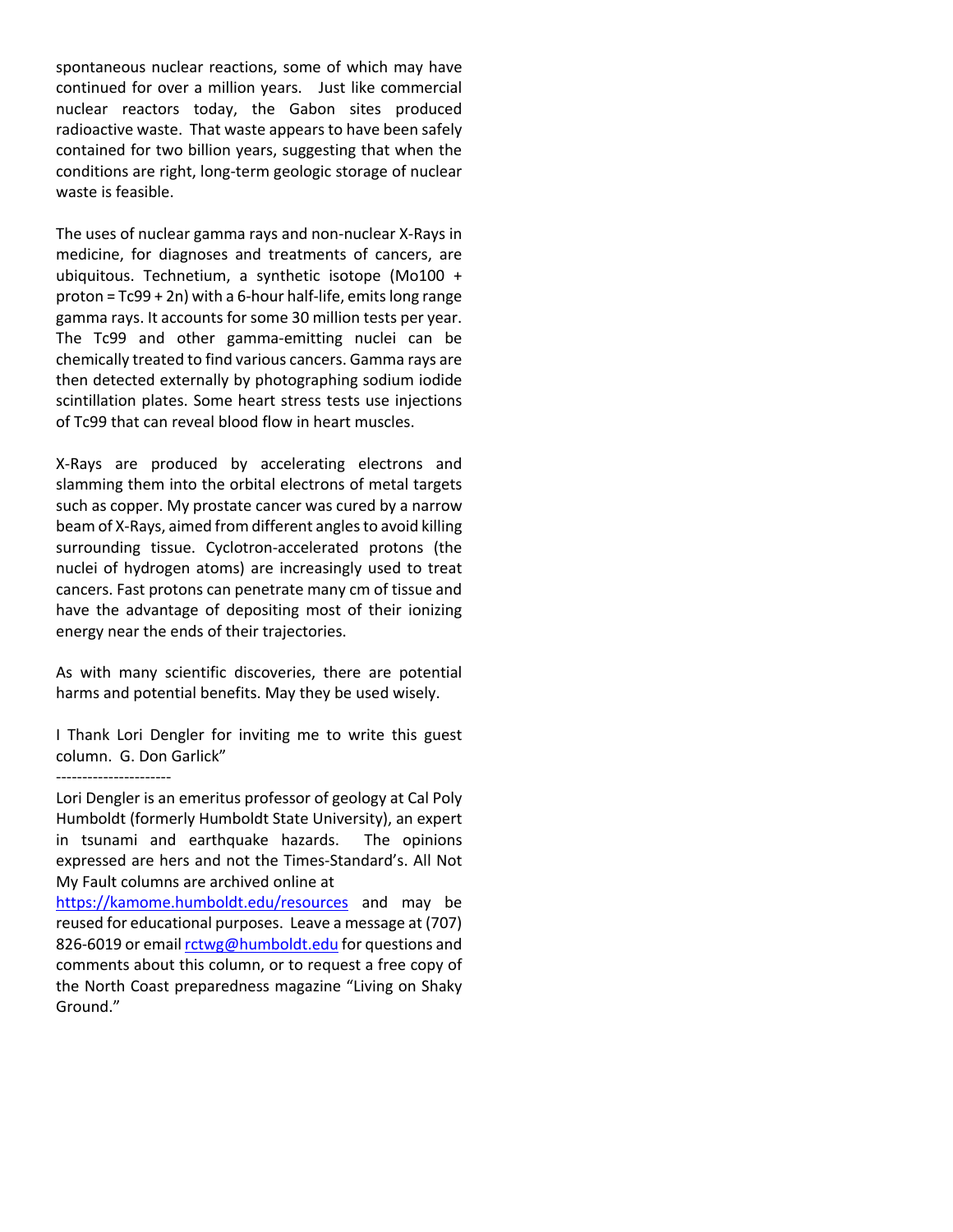spontaneous nuclear reactions, some of which may have continued for over a million years. Just like commercial nuclear reactors today, the Gabon sites produced radioactive waste. That waste appears to have been safely contained for two billion years, suggesting that when the conditions are right, long-term geologic storage of nuclear waste is feasible.

The uses of nuclear gamma rays and non-nuclear X-Rays in medicine, for diagnoses and treatments of cancers, are ubiquitous. Technetium, a synthetic isotope (Mo100 + proton = Tc99 + 2n) with a 6-hour half-life, emits long range gamma rays. It accounts for some 30 million tests per year. The Tc99 and other gamma-emitting nuclei can be chemically treated to find various cancers. Gamma rays are then detected externally by photographing sodium iodide scintillation plates. Some heart stress tests use injections of Tc99 that can reveal blood flow in heart muscles.

X-Rays are produced by accelerating electrons and slamming them into the orbital electrons of metal targets such as copper. My prostate cancer was cured by a narrow beam of X-Rays, aimed from different angles to avoid killing surrounding tissue. Cyclotron-accelerated protons (the nuclei of hydrogen atoms) are increasingly used to treat cancers. Fast protons can penetrate many cm of tissue and have the advantage of depositing most of their ionizing energy near the ends of their trajectories.

As with many scientific discoveries, there are potential harms and potential benefits. May they be used wisely.

I Thank Lori Dengler for inviting me to write this guest column. G. Don Garlick"

----------------------

Lori Dengler is an emeritus professor of geology at Cal Poly Humboldt (formerly Humboldt State University), an expert in tsunami and earthquake hazards. The opinions expressed are hers and not the Times-Standard's. All Not My Fault columns are archived online at [https://kamome.humboldt.edu/resources](https://kamome.humboldt.edu/resources) and may be reused for educational purposes. Leave a message at (707) 826-6019 or email [rctwg@humboldt.edu](mailto:rctwg@humboldt.edu) for questions and comments about this column, or to request a free copy of the North Coast preparedness magazine "Living on Shaky Ground."